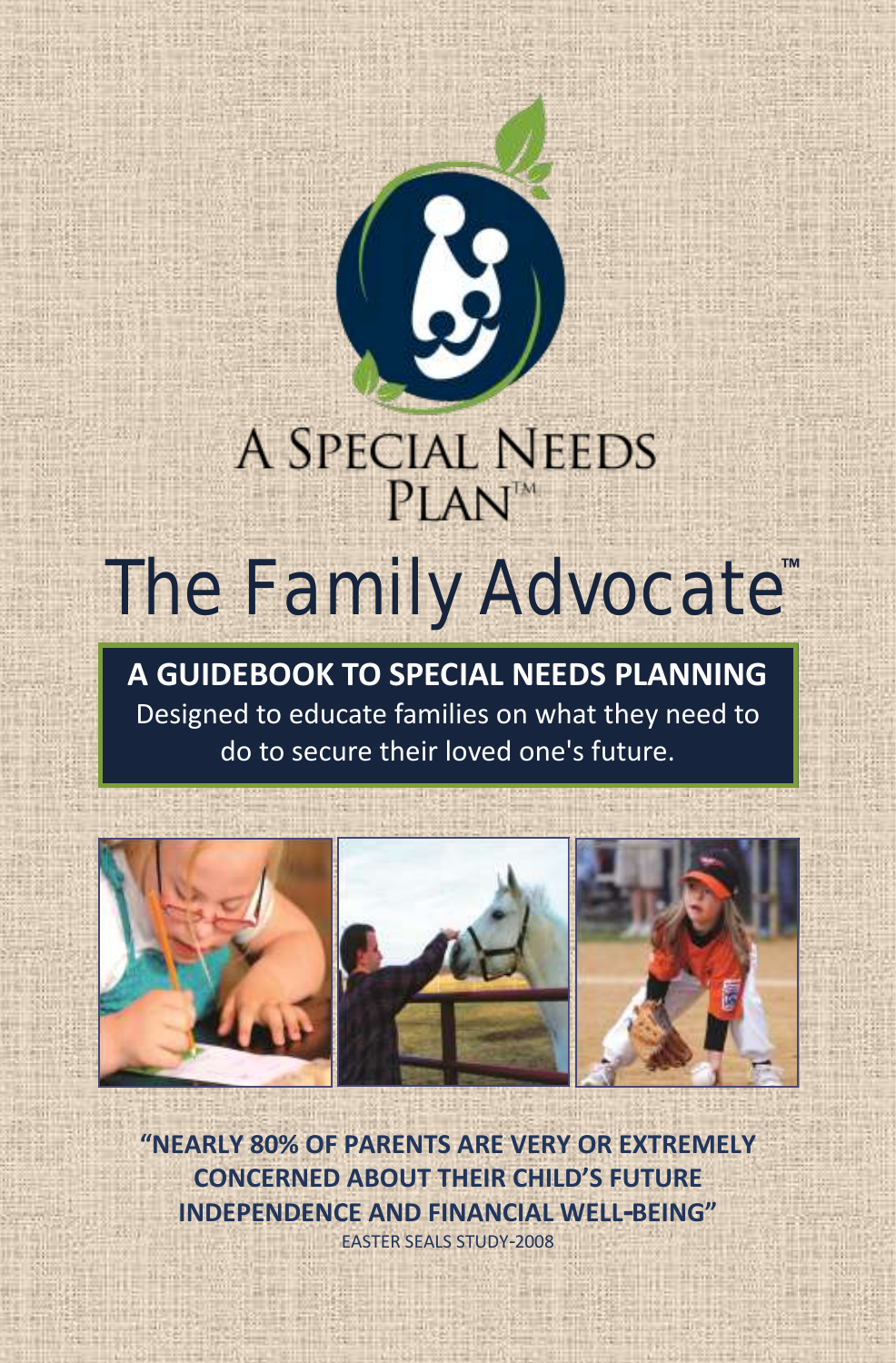# A SPECIAL NEEDS PLAN™

# The Family Advocate™

**A GUIDEBOOK TO SPECIAL NEEDS PLANNING**

Designed to educate families on what they need to do to secure their loved one's future.

**"NEARLY 80% OF PARENTS ARE VERY OR EXTREMELY CONCERNED ABOUT THEIR CHILD'S FUTURE INDEPENDENCE AND FINANCIAL WELL-BEING"**

EASTER SEALS STUDY-2008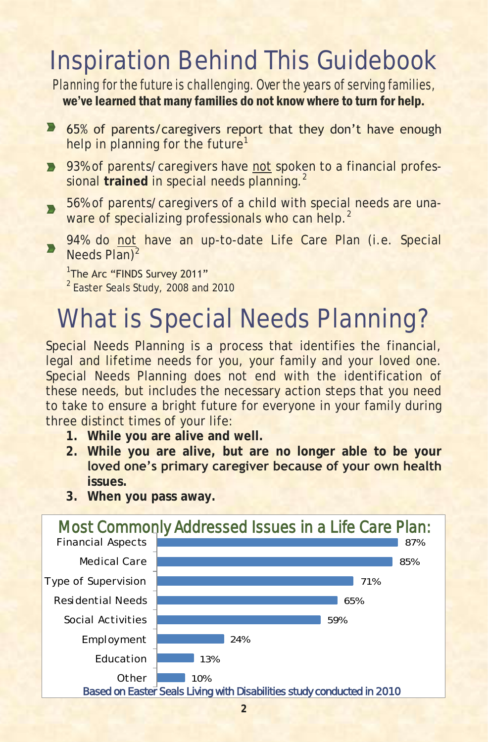# Inspiration Behind This Guidebook

*Planning for the future is challenging. Over the years of serving families,*
**we've learned that many families do not know where to turn for help.**

- 65% of parents/caregivers report that they don't have enough help in planning for the future[1]
- 93% of parents/caregivers have not spoken to a financial professional **trained** in special needs planning.[2]
- 56% of parents/caregivers of a child with special needs are unaware of specializing professionals who can help.[2]
- 94% do not have an up-to-date Life Care Plan (i.e. Special Needs Plan)[2]

[1]The Arc "FINDS Survey 2011"
[2] Easter Seals Study, 2008 and 2010

# What is Special Needs Planning?

Special Needs Planning is a process that identifies the financial, legal and lifetime needs for you, your family and your loved one. Special Needs Planning does not end with the identification of these needs, but includes the necessary action steps that you need to take to ensure a bright future for everyone in your family during three distinct times of your life:

1. **While you are alive and well.**
2. **While you are alive, but are no longer able to be your loved one's primary caregiver because of your own health issues.**
3. **When you pass away.**

## Most Commonly Addressed Issues in a Life Care Plan:

| Issue | Percentage |
|---|---|
| Financial Aspects | 87% |
| Medical Care | 85% |
| Type of Supervision | 71% |
| Residential Needs | 65% |
| Social Activities | 59% |
| Employment | 24% |
| Education | 13% |
| Other | 10% |

Based on Easter Seals Living with Disabilities study conducted in 2010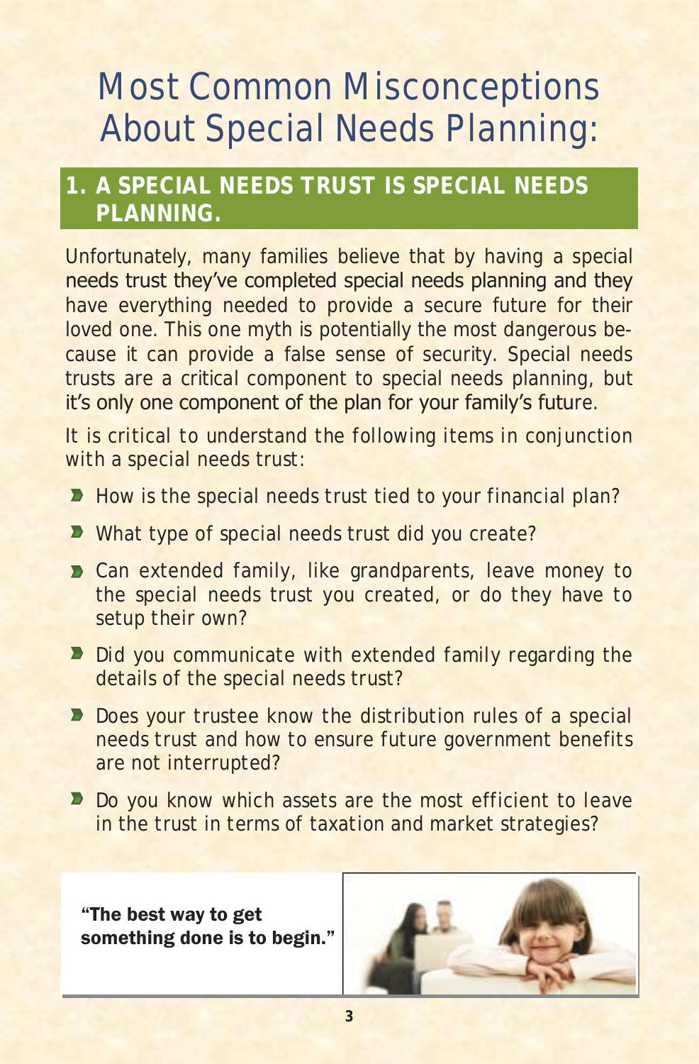# Most Common Misconceptions About Special Needs Planning:

## 1. A SPECIAL NEEDS TRUST IS SPECIAL NEEDS PLANNING.

Unfortunately, many families believe that by having a special needs trust they've completed special needs planning and they have everything needed to provide a secure future for their loved one. This one myth is potentially the most dangerous because it can provide a false sense of security. Special needs trusts are a critical component to special needs planning, but it's only one component of the plan for your family's future.

It is critical to understand the following items in conjunction with a special needs trust:

- How is the special needs trust tied to your financial plan?
- What type of special needs trust did you create?
- Can extended family, like grandparents, leave money to the special needs trust you created, or do they have to setup their own?
- Did you communicate with extended family regarding the details of the special needs trust?
- Does your trustee know the distribution rules of a special needs trust and how to ensure future government benefits are not interrupted?
- Do you know which assets are the most efficient to leave in the trust in terms of taxation and market strategies?

**"The best way to get something done is to begin."**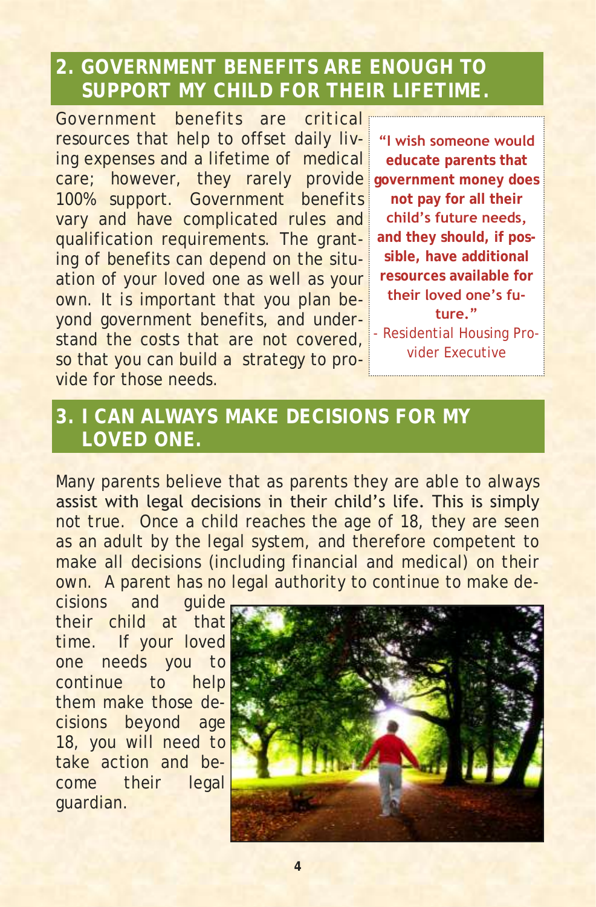## 2. GOVERNMENT BENEFITS ARE ENOUGH TO SUPPORT MY CHILD FOR THEIR LIFETIME.

Government benefits are critical resources that help to offset daily living expenses and a lifetime of medical care; however, they rarely provide 100% support. Government benefits vary and have complicated rules and qualification requirements. The granting of benefits can depend on the situation of your loved one as well as your own. It is important that you plan beyond government benefits, and understand the costs that are not covered, so that you can build a strategy to provide for those needs.

> **"I wish someone would educate parents that government money does not pay for all their child's future needs, and they should, if possible, have additional resources available for their loved one's future."**
> - Residential Housing Provider Executive

## 3. I CAN ALWAYS MAKE DECISIONS FOR MY LOVED ONE.

Many parents believe that as parents they are able to always assist with legal decisions in their child's life. This is simply not true. Once a child reaches the age of 18, they are seen as an adult by the legal system, and therefore competent to make all decisions (including financial and medical) on their own. A parent has no legal authority to continue to make decisions and guide their child at that time. If your loved one needs you to continue to help them make those decisions beyond age 18, you will need to take action and become their legal guardian.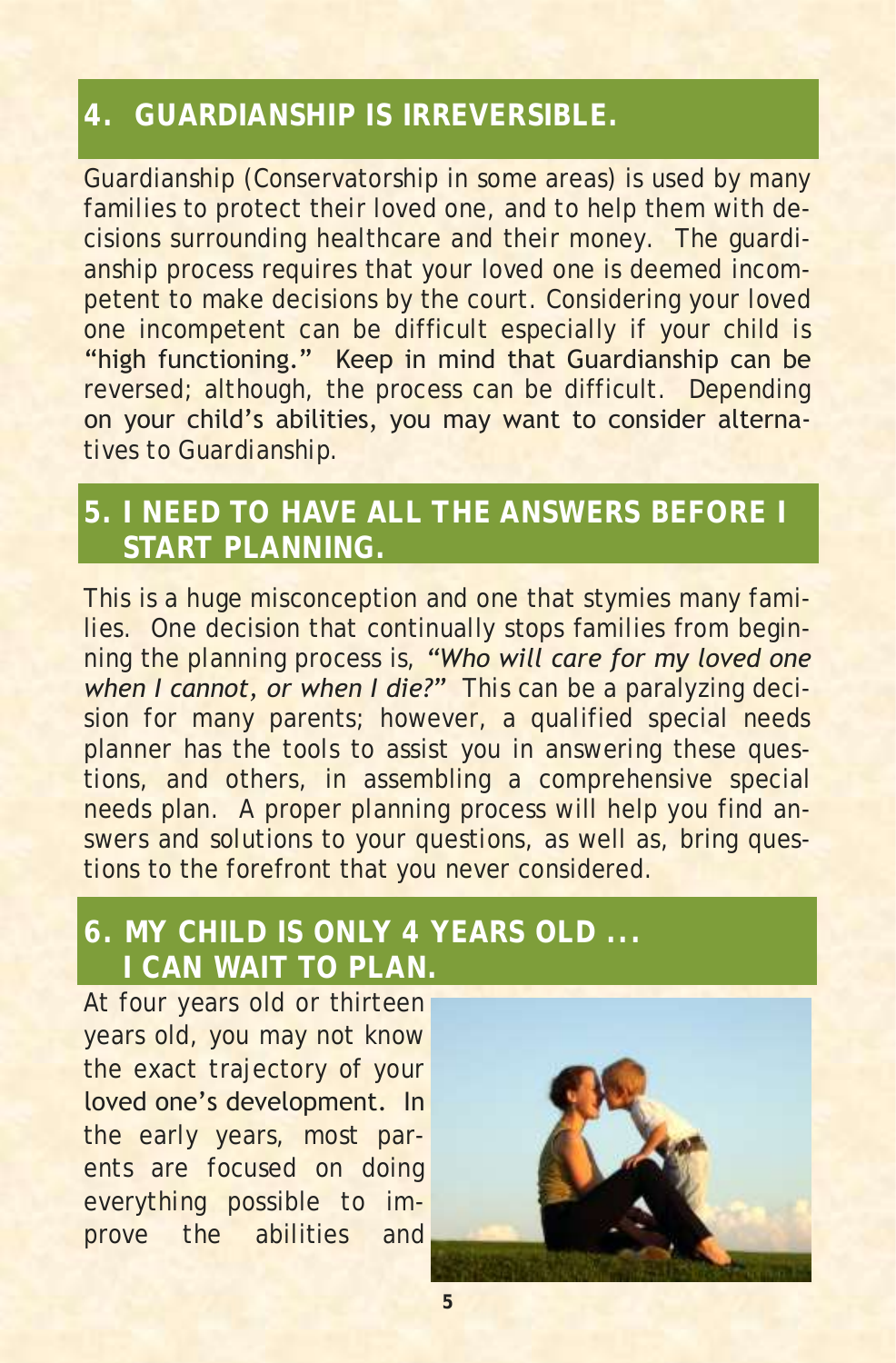## 4. GUARDIANSHIP IS IRREVERSIBLE.

Guardianship (Conservatorship in some areas) is used by many families to protect their loved one, and to help them with decisions surrounding healthcare and their money. The guardianship process requires that your loved one is deemed incompetent to make decisions by the court. Considering your loved one incompetent can be difficult especially if your child is "high functioning." Keep in mind that Guardianship can be reversed; although, the process can be difficult. Depending on your child's abilities, you may want to consider alternatives to Guardianship.

## 5. I NEED TO HAVE ALL THE ANSWERS BEFORE I START PLANNING.

This is a huge misconception and one that stymies many families. One decision that continually stops families from beginning the planning process is, *"Who will care for my loved one when I cannot, or when I die?"* This can be a paralyzing decision for many parents; however, a qualified special needs planner has the tools to assist you in answering these questions, and others, in assembling a comprehensive special needs plan. A proper planning process will help you find answers and solutions to your questions, as well as, bring questions to the forefront that you never considered.

## 6. MY CHILD IS ONLY 4 YEARS OLD ... I CAN WAIT TO PLAN.

At four years old or thirteen years old, you may not know the exact trajectory of your loved one's development. In the early years, most parents are focused on doing everything possible to improve the abilities and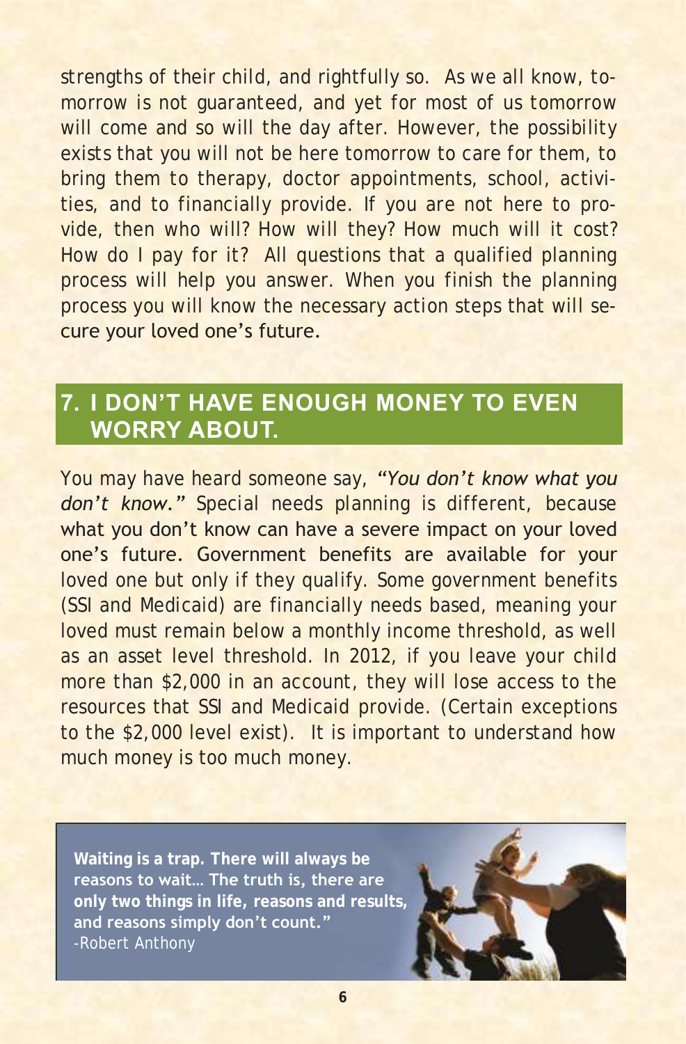strengths of their child, and rightfully so. As we all know, tomorrow is not guaranteed, and yet for most of us tomorrow will come and so will the day after. However, the possibility exists that you will not be here tomorrow to care for them, to bring them to therapy, doctor appointments, school, activities, and to financially provide. If you are not here to provide, then who will? How will they? How much will it cost? How do I pay for it? All questions that a qualified planning process will help you answer. When you finish the planning process you will know the necessary action steps that will secure your loved one's future.

## 7. I DON'T HAVE ENOUGH MONEY TO EVEN WORRY ABOUT.

You may have heard someone say, *"You don't know what you don't know."* Special needs planning is different, because what you don't know can have a severe impact on your loved one's future. Government benefits are available for your loved one but only if they qualify. Some government benefits (SSI and Medicaid) are financially needs based, meaning your loved must remain below a monthly income threshold, as well as an asset level threshold. In 2012, if you leave your child more than $2,000 in an account, they will lose access to the resources that SSI and Medicaid provide. (Certain exceptions to the $2,000 level exist). It is important to understand how much money is too much money.

**Waiting is a trap. There will always be reasons to wait… The truth is, there are only two things in life, reasons and results, and reasons simply don't count."**
-Robert Anthony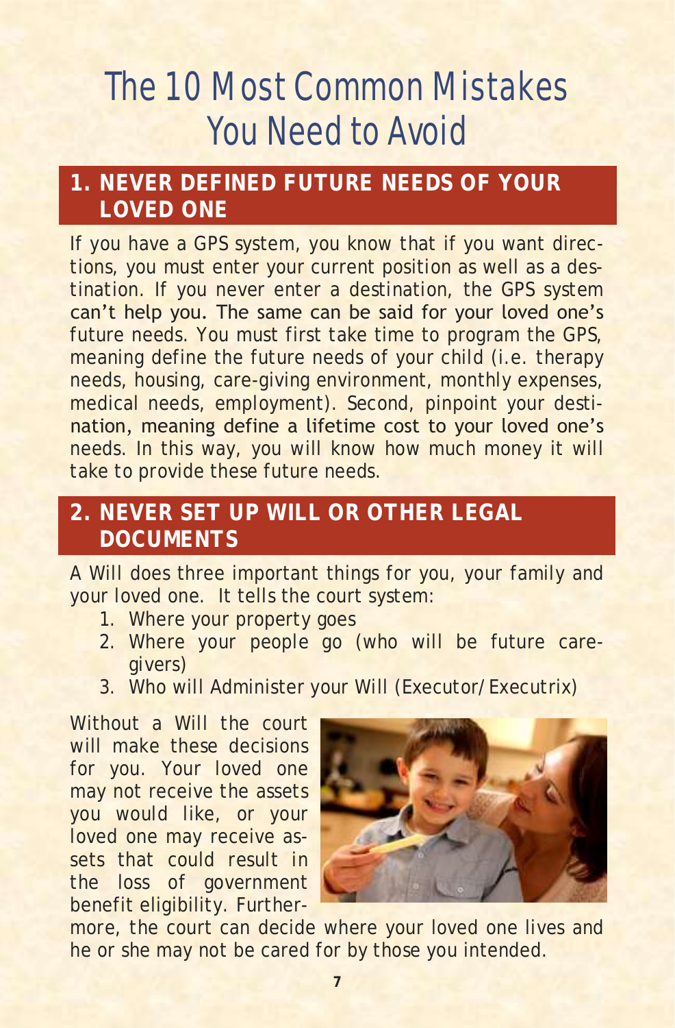# The 10 Most Common Mistakes You Need to Avoid

## 1. NEVER DEFINED FUTURE NEEDS OF YOUR LOVED ONE

If you have a GPS system, you know that if you want directions, you must enter your current position as well as a destination. If you never enter a destination, the GPS system can't help you. The same can be said for your loved one's future needs. You must first take time to program the GPS, meaning define the future needs of your child (i.e. therapy needs, housing, care-giving environment, monthly expenses, medical needs, employment). Second, pinpoint your destination, meaning define a lifetime cost to your loved one's needs. In this way, you will know how much money it will take to provide these future needs.

## 2. NEVER SET UP WILL OR OTHER LEGAL DOCUMENTS

A Will does three important things for you, your family and your loved one. It tells the court system:

1. Where your property goes
2. Where your people go (who will be future care-givers)
3. Who will Administer your Will (Executor/Executrix)

Without a Will the court will make these decisions for you. Your loved one may not receive the assets you would like, or your loved one may receive assets that could result in the loss of government benefit eligibility. Furthermore, the court can decide where your loved one lives and he or she may not be cared for by those you intended.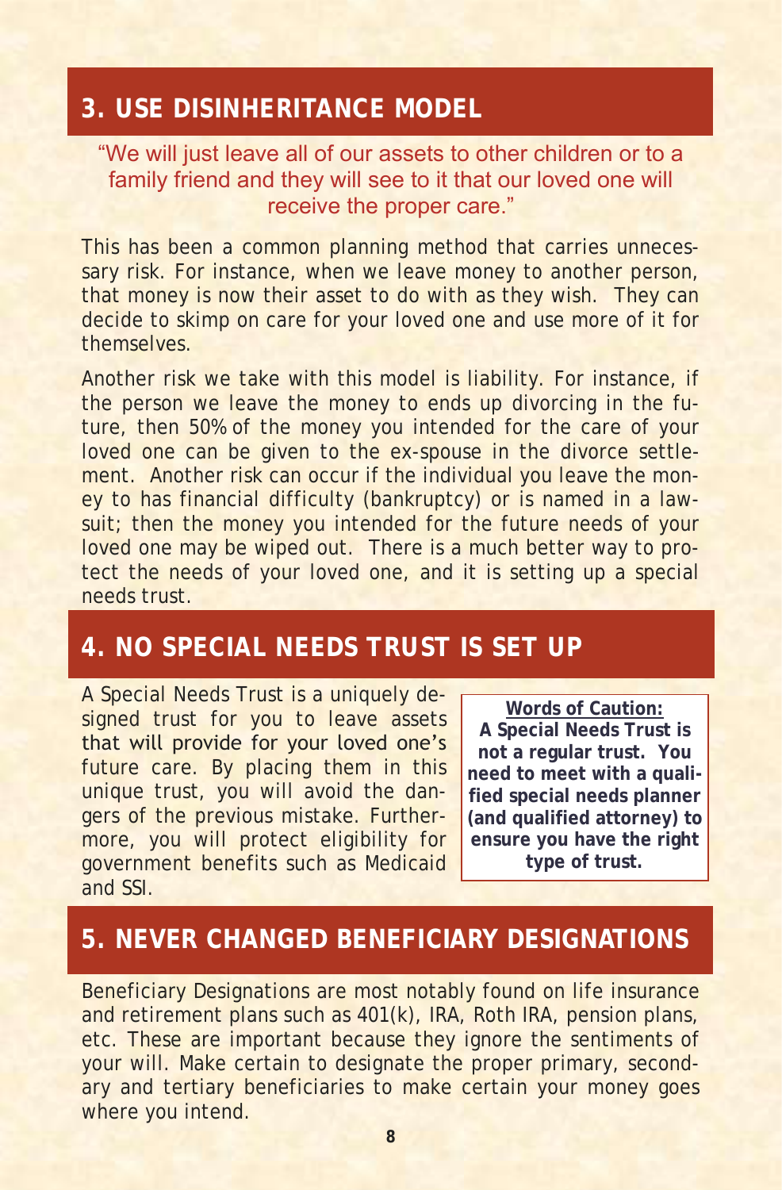## 3. USE DISINHERITANCE MODEL

"We will just leave all of our assets to other children or to a family friend and they will see to it that our loved one will receive the proper care."

This has been a common planning method that carries unnecessary risk. For instance, when we leave money to another person, that money is now their asset to do with as they wish. They can decide to skimp on care for your loved one and use more of it for themselves.

Another risk we take with this model is liability. For instance, if the person we leave the money to ends up divorcing in the future, then 50% of the money you intended for the care of your loved one can be given to the ex-spouse in the divorce settlement. Another risk can occur if the individual you leave the money to has financial difficulty (bankruptcy) or is named in a lawsuit; then the money you intended for the future needs of your loved one may be wiped out. There is a much better way to protect the needs of your loved one, and it is setting up a special needs trust.

## 4. NO SPECIAL NEEDS TRUST IS SET UP

A Special Needs Trust is a uniquely designed trust for you to leave assets that will provide for your loved one's future care. By placing them in this unique trust, you will avoid the dangers of the previous mistake. Furthermore, you will protect eligibility for government benefits such as Medicaid and SSI.

> **Words of Caution:**
> **A Special Needs Trust is not a regular trust. You need to meet with a qualified special needs planner (and qualified attorney) to ensure you have the right type of trust.**

## 5. NEVER CHANGED BENEFICIARY DESIGNATIONS

Beneficiary Designations are most notably found on life insurance and retirement plans such as 401(k), IRA, Roth IRA, pension plans, etc. These are important because they ignore the sentiments of your will. Make certain to designate the proper primary, secondary and tertiary beneficiaries to make certain your money goes where you intend.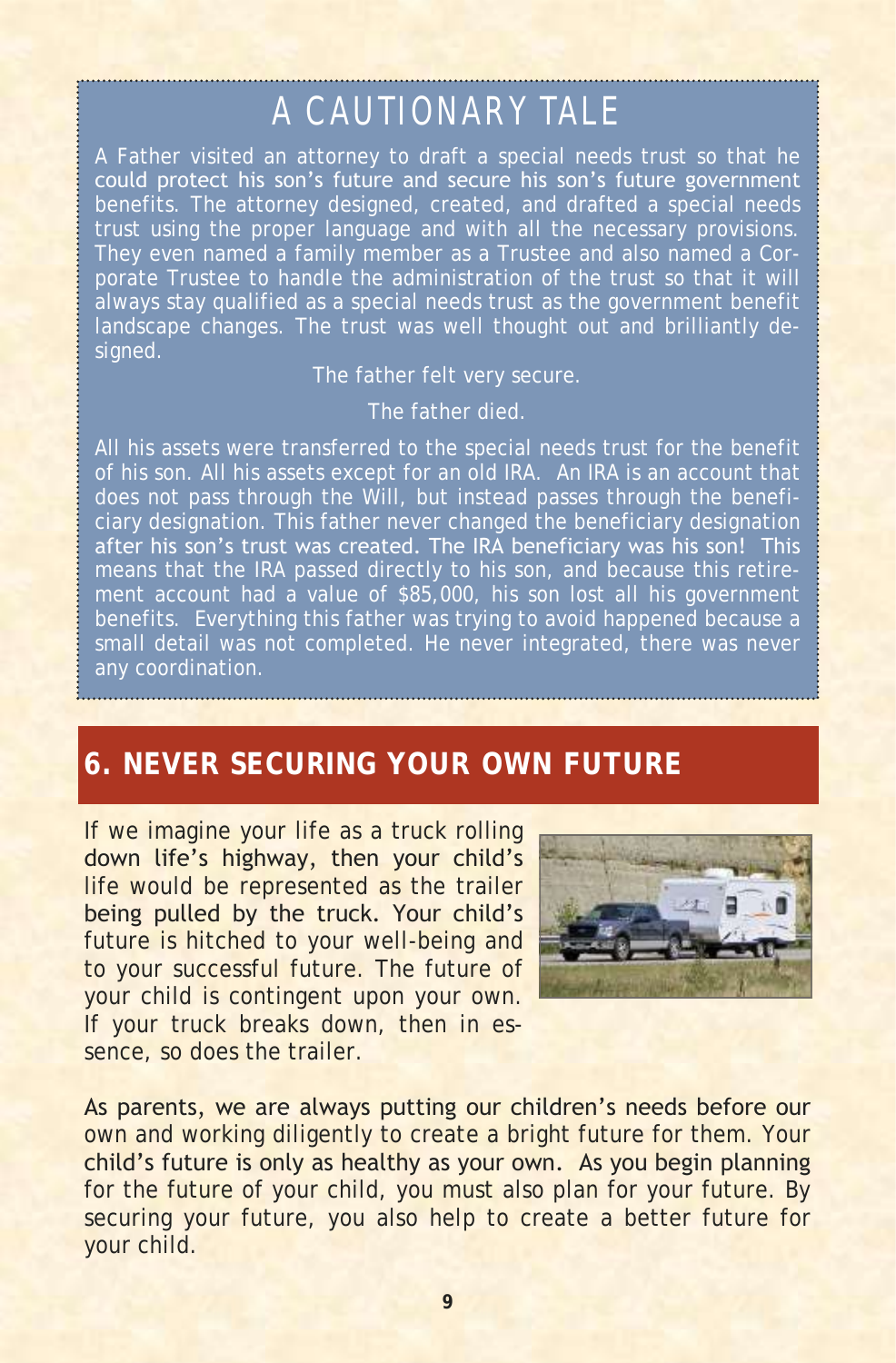## A CAUTIONARY TALE

A Father visited an attorney to draft a special needs trust so that he could protect his son's future and secure his son's future government benefits. The attorney designed, created, and drafted a special needs trust using the proper language and with all the necessary provisions. They even named a family member as a Trustee and also named a Corporate Trustee to handle the administration of the trust so that it will always stay qualified as a special needs trust as the government benefit landscape changes. The trust was well thought out and brilliantly designed.

The father felt very secure.

The father died.

All his assets were transferred to the special needs trust for the benefit of his son. All his assets except for an old IRA. An IRA is an account that does not pass through the Will, but instead passes through the beneficiary designation. This father never changed the beneficiary designation after his son's trust was created. The IRA beneficiary was his son! This means that the IRA passed directly to his son, and because this retirement account had a value of $85,000, his son lost all his government benefits. Everything this father was trying to avoid happened because a small detail was not completed. He never integrated, there was never any coordination.

## 6. NEVER SECURING YOUR OWN FUTURE

If we imagine your life as a truck rolling down life's highway, then your child's life would be represented as the trailer being pulled by the truck. Your child's future is hitched to your well-being and to your successful future. The future of your child is contingent upon your own. If your truck breaks down, then in essence, so does the trailer.

As parents, we are always putting our children's needs before our own and working diligently to create a bright future for them. Your child's future is only as healthy as your own. As you begin planning for the future of your child, you must also plan for your future. By securing your future, you also help to create a better future for your child.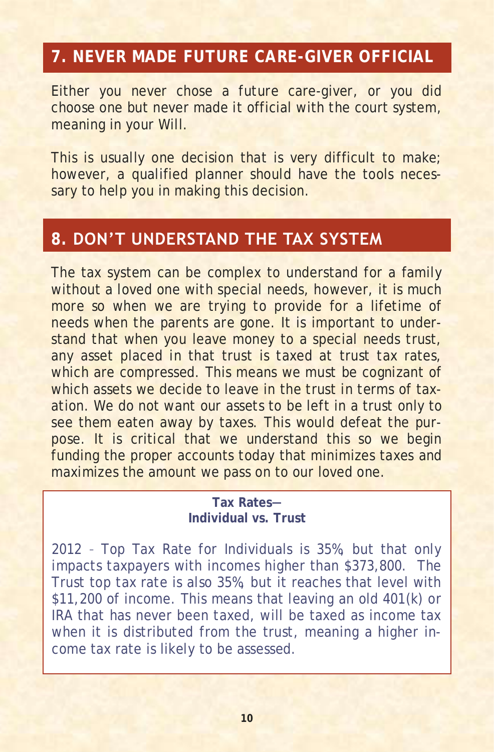## 7. NEVER MADE FUTURE CARE-GIVER OFFICIAL

Either you never chose a future care-giver, or you did choose one but never made it official with the court system, meaning in your Will.

This is usually one decision that is very difficult to make; however, a qualified planner should have the tools necessary to help you in making this decision.

## 8. DON'T UNDERSTAND THE TAX SYSTEM

The tax system can be complex to understand for a family without a loved one with special needs, however, it is much more so when we are trying to provide for a lifetime of needs when the parents are gone. It is important to understand that when you leave money to a special needs trust, any asset placed in that trust is taxed at trust tax rates, which are compressed. This means we must be cognizant of which assets we decide to leave in the trust in terms of taxation. We do not want our assets to be left in a trust only to see them eaten away by taxes. This would defeat the purpose. It is critical that we understand this so we begin funding the proper accounts today that minimizes taxes and maximizes the amount we pass on to our loved one.

**Tax Rates—
Individual vs. Trust**

2012 – Top Tax Rate for Individuals is 35%, but that only impacts taxpayers with incomes higher than $373,800. The Trust top tax rate is also 35%, but it reaches that level with $11,200 of income. This means that leaving an old 401(k) or IRA that has never been taxed, will be taxed as income tax when it is distributed from the trust, meaning a higher income tax rate is likely to be assessed.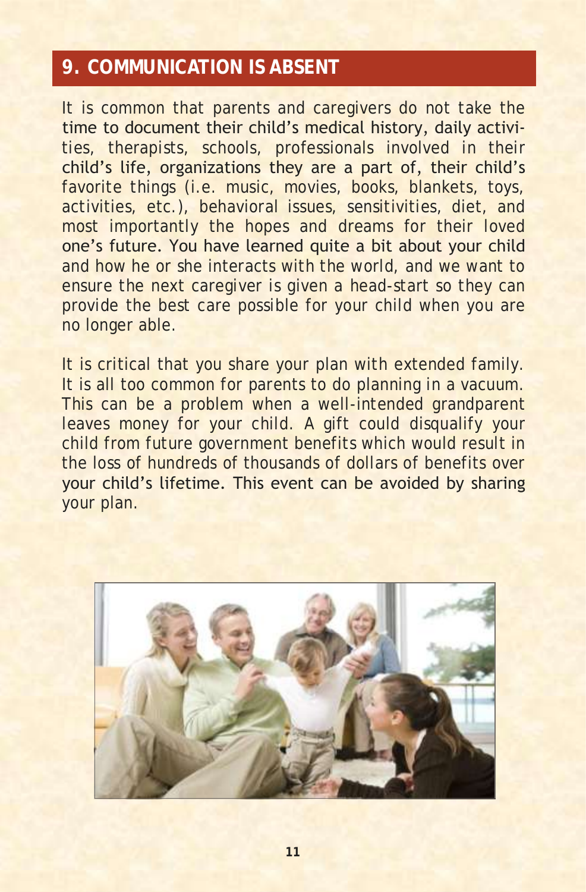## 9. COMMUNICATION IS ABSENT

It is common that parents and caregivers do not take the time to document their child's medical history, daily activities, therapists, schools, professionals involved in their child's life, organizations they are a part of, their child's favorite things (i.e. music, movies, books, blankets, toys, activities, etc.), behavioral issues, sensitivities, diet, and most importantly the hopes and dreams for their loved one's future. You have learned quite a bit about your child and how he or she interacts with the world, and we want to ensure the next caregiver is given a head-start so they can provide the best care possible for your child when you are no longer able.

It is critical that you share your plan with extended family. It is all too common for parents to do planning in a vacuum. This can be a problem when a well-intended grandparent leaves money for your child. A gift could disqualify your child from future government benefits which would result in the loss of hundreds of thousands of dollars of benefits over your child's lifetime. This event can be avoided by sharing your plan.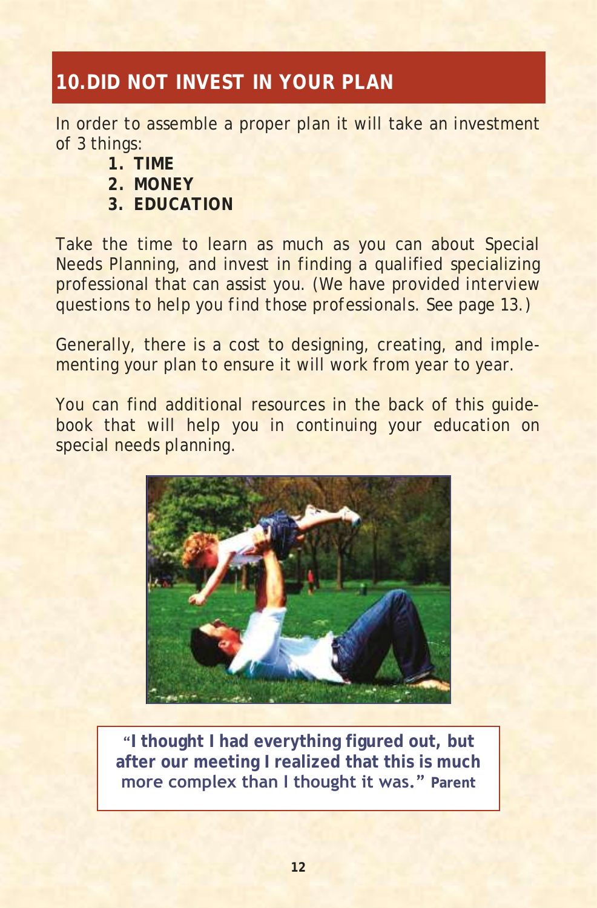## 10. DID NOT INVEST IN YOUR PLAN

In order to assemble a proper plan it will take an investment of 3 things:

1. **TIME**
2. **MONEY**
3. **EDUCATION**

Take the time to learn as much as you can about Special Needs Planning, and invest in finding a qualified specializing professional that can assist you. (We have provided interview questions to help you find those professionals. See page 13.)

Generally, there is a cost to designing, creating, and implementing your plan to ensure it will work from year to year.

You can find additional resources in the back of this guidebook that will help you in continuing your education on special needs planning.

> **"I thought I had everything figured out, but after our meeting I realized that this is much more complex than I thought it was." Parent**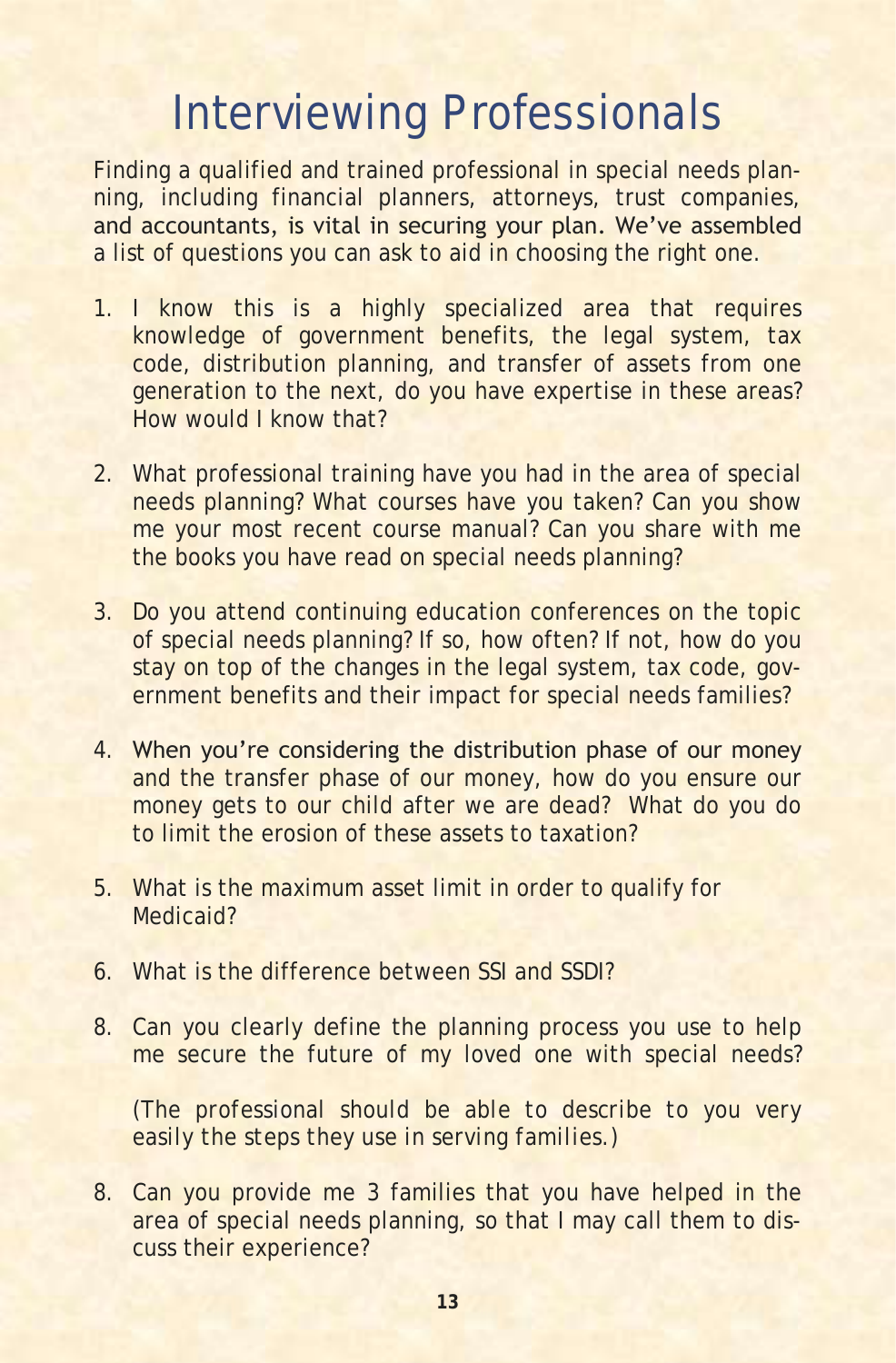# Interviewing Professionals

Finding a qualified and trained professional in special needs planning, including financial planners, attorneys, trust companies, and accountants, is vital in securing your plan. We've assembled a list of questions you can ask to aid in choosing the right one.

1. I know this is a highly specialized area that requires knowledge of government benefits, the legal system, tax code, distribution planning, and transfer of assets from one generation to the next, do you have expertise in these areas? How would I know that?

2. What professional training have you had in the area of special needs planning? What courses have you taken? Can you show me your most recent course manual? Can you share with me the books you have read on special needs planning?

3. Do you attend continuing education conferences on the topic of special needs planning? If so, how often? If not, how do you stay on top of the changes in the legal system, tax code, government benefits and their impact for special needs families?

4. When you're considering the distribution phase of our money and the transfer phase of our money, how do you ensure our money gets to our child after we are dead? What do you do to limit the erosion of these assets to taxation?

5. What is the maximum asset limit in order to qualify for Medicaid?

6. What is the difference between SSI and SSDI?

8. Can you clearly define the planning process you use to help me secure the future of my loved one with special needs?

   *(The professional should be able to describe to you very easily the steps they use in serving families.)*

8. Can you provide me 3 families that you have helped in the area of special needs planning, so that I may call them to discuss their experience?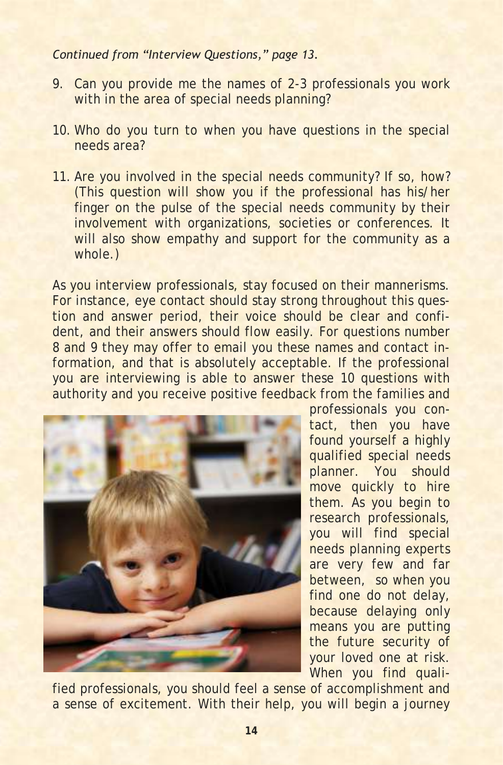*Continued from "Interview Questions," page 13.*

9. Can you provide me the names of 2-3 professionals you work with in the area of special needs planning?

10. Who do you turn to when you have questions in the special needs area?

11. Are you involved in the special needs community? If so, how? (This question will show you if the professional has his/her finger on the pulse of the special needs community by their involvement with organizations, societies or conferences. It will also show empathy and support for the community as a whole.)

As you interview professionals, stay focused on their mannerisms. For instance, eye contact should stay strong throughout this question and answer period, their voice should be clear and confident, and their answers should flow easily. For questions number 8 and 9 they may offer to email you these names and contact information, and that is absolutely acceptable. If the professional you are interviewing is able to answer these 10 questions with authority and you receive positive feedback from the families and professionals you contact, then you have found yourself a highly qualified special needs planner. You should move quickly to hire them. As you begin to research professionals, you will find special needs planning experts are very few and far between, so when you find one do not delay, because delaying only means you are putting the future security of your loved one at risk. When you find qualified professionals, you should feel a sense of accomplishment and a sense of excitement. With their help, you will begin a journey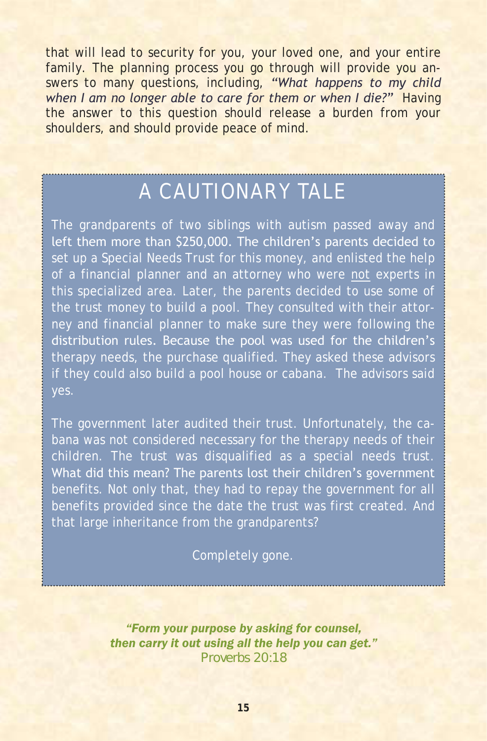that will lead to security for you, your loved one, and your entire family. The planning process you go through will provide you answers to many questions, including, *"What happens to my child when I am no longer able to care for them or when I die?"* Having the answer to this question should release a burden from your shoulders, and should provide peace of mind.

## A CAUTIONARY TALE

The grandparents of two siblings with autism passed away and left them more than $250,000. The children's parents decided to set up a Special Needs Trust for this money, and enlisted the help of a financial planner and an attorney who were <u>not</u> experts in this specialized area. Later, the parents decided to use some of the trust money to build a pool. They consulted with their attorney and financial planner to make sure they were following the distribution rules. Because the pool was used for the children's therapy needs, the purchase qualified. They asked these advisors if they could also build a pool house or cabana. The advisors said yes.

The government later audited their trust. Unfortunately, the cabana was not considered necessary for the therapy needs of their children. The trust was disqualified as a special needs trust. What did this mean? The parents lost their children's government benefits. Not only that, they had to repay the government for all benefits provided since the date the trust was first created. And that large inheritance from the grandparents?

Completely gone.

***"Form your purpose by asking for counsel, then carry it out using all the help you can get."***
Proverbs 20:18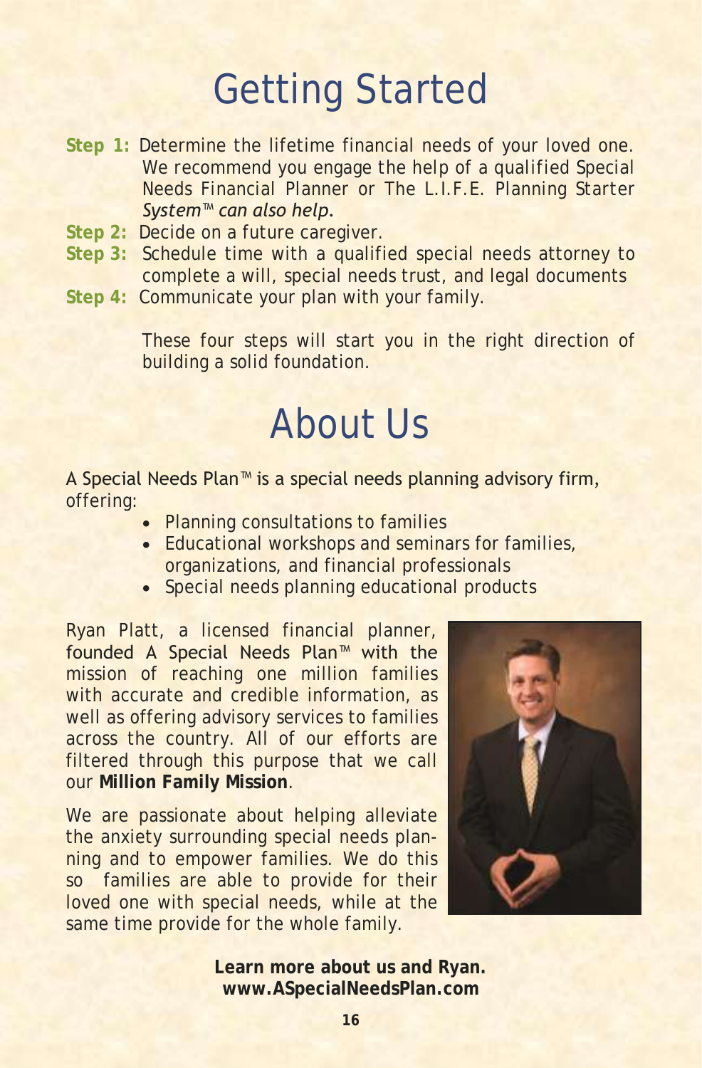# Getting Started

**Step 1:** Determine the lifetime financial needs of your loved one. We recommend you engage the help of a qualified Special Needs Financial Planner or The L.I.F.E. Planning Starter *System™ can also help.*

**Step 2:** Decide on a future caregiver.

**Step 3:** Schedule time with a qualified special needs attorney to complete a will, special needs trust, and legal documents

**Step 4:** Communicate your plan with your family.

These four steps will start you in the right direction of building a solid foundation.

# About Us

A Special Needs Plan™ is a special needs planning advisory firm, offering:

- Planning consultations to families
- Educational workshops and seminars for families, organizations, and financial professionals
- Special needs planning educational products

Ryan Platt, a licensed financial planner, founded A Special Needs Plan™ with the mission of reaching one million families with accurate and credible information, as well as offering advisory services to families across the country. All of our efforts are filtered through this purpose that we call our **Million Family Mission**.

We are passionate about helping alleviate the anxiety surrounding special needs planning and to empower families. We do this so families are able to provide for their loved one with special needs, while at the same time provide for the whole family.

**Learn more about us and Ryan.**
**www.ASpecialNeedsPlan.com**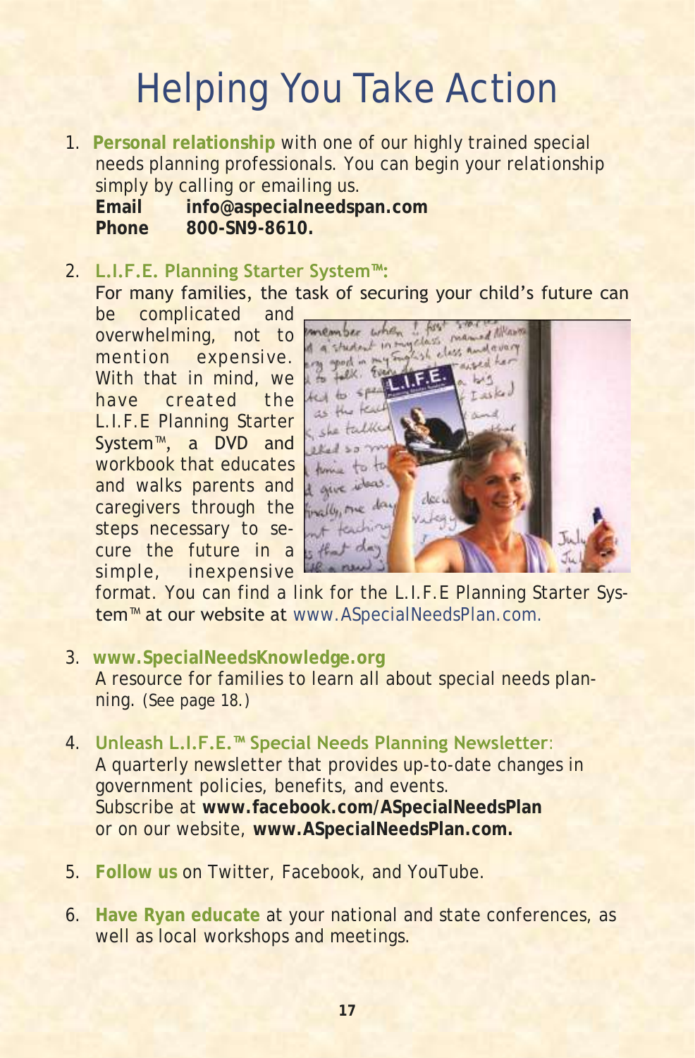# Helping You Take Action

1. **Personal relationship** with one of our highly trained special needs planning professionals. You can begin your relationship simply by calling or emailing us.
   **Email** **info@aspecialneedspan.com**
   **Phone** **800-SN9-8610.**

2. **L.I.F.E. Planning Starter System™:**
   For many families, the task of securing your child's future can be complicated and overwhelming, not to mention expensive. With that in mind, we have created the L.I.F.E Planning Starter System™, a DVD and workbook that educates and walks parents and caregivers through the steps necessary to secure the future in a simple, inexpensive format. You can find a link for the L.I.F.E Planning Starter System™ at our website at www.ASpecialNeedsPlan.com.

3. **www.SpecialNeedsKnowledge.org**
   A resource for families to learn all about special needs planning. (See page 18.)

4. **Unleash L.I.F.E.™ Special Needs Planning Newsletter**:
   A quarterly newsletter that provides up-to-date changes in government policies, benefits, and events.
   Subscribe at **www.facebook.com/ASpecialNeedsPlan** or on our website, **www.ASpecialNeedsPlan.com.**

5. **Follow us** on Twitter, Facebook, and YouTube.

6. **Have Ryan educate** at your national and state conferences, as well as local workshops and meetings.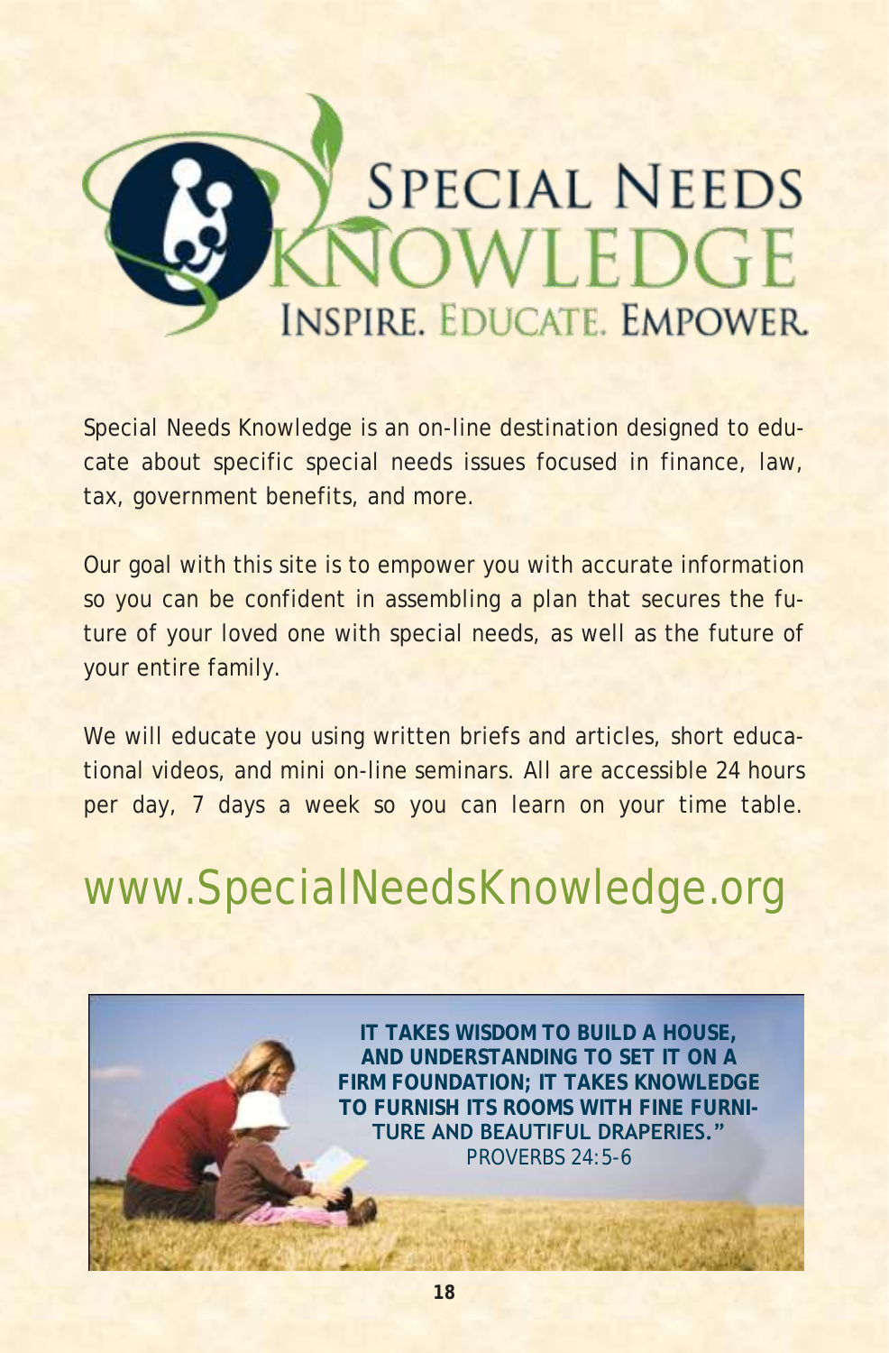# Special Needs Knowledge

INSPIRE. EDUCATE. EMPOWER.

Special Needs Knowledge is an on-line destination designed to educate about specific special needs issues focused in finance, law, tax, government benefits, and more.

Our goal with this site is to empower you with accurate information so you can be confident in assembling a plan that secures the future of your loved one with special needs, as well as the future of your entire family.

We will educate you using written briefs and articles, short educational videos, and mini on-line seminars. All are accessible 24 hours per day, 7 days a week so you can learn on your time table.

## www.SpecialNeedsKnowledge.org

**IT TAKES WISDOM TO BUILD A HOUSE, AND UNDERSTANDING TO SET IT ON A FIRM FOUNDATION; IT TAKES KNOWLEDGE TO FURNISH ITS ROOMS WITH FINE FURNITURE AND BEAUTIFUL DRAPERIES."**

PROVERBS 24:5-6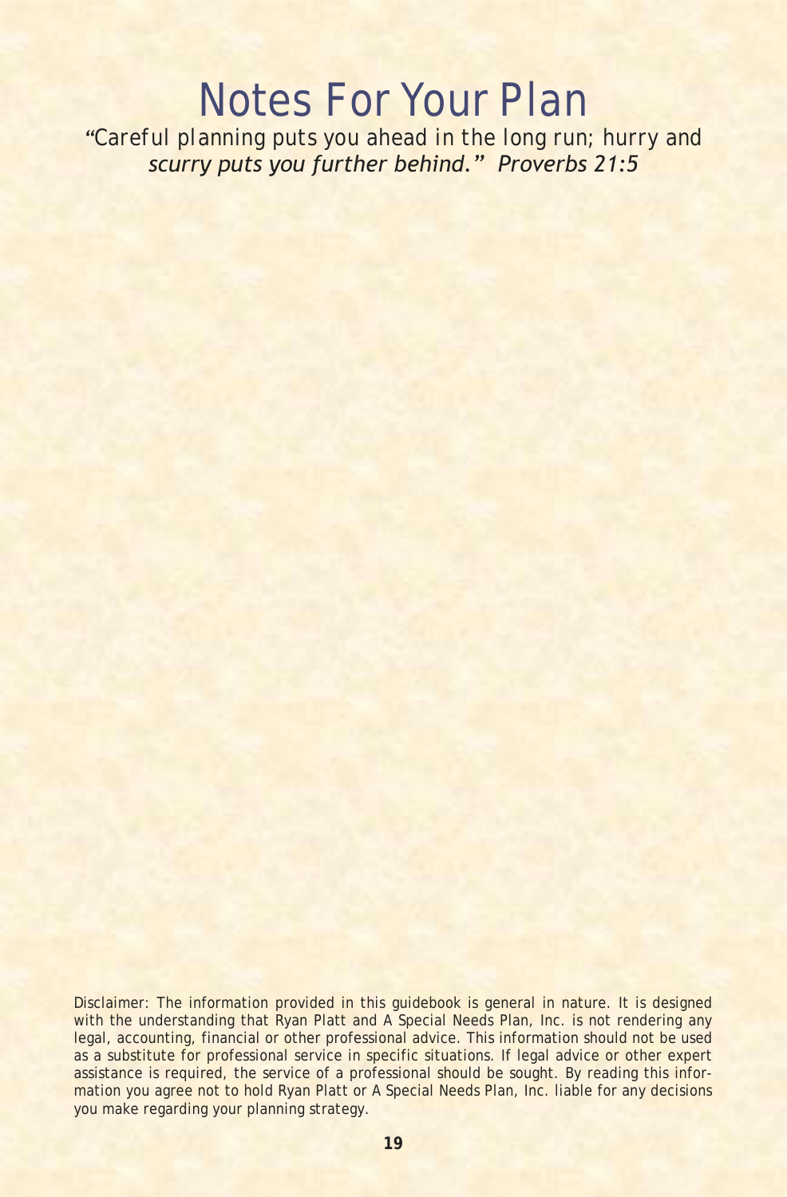# Notes For Your Plan

*"Careful planning puts you ahead in the long run; hurry and scurry puts you further behind." Proverbs 21:5*

Disclaimer: The information provided in this guidebook is general in nature. It is designed with the understanding that Ryan Platt and A Special Needs Plan, Inc. is not rendering any legal, accounting, financial or other professional advice. This information should not be used as a substitute for professional service in specific situations. If legal advice or other expert assistance is required, the service of a professional should be sought. By reading this information you agree not to hold Ryan Platt or A Special Needs Plan, Inc. liable for any decisions you make regarding your planning strategy.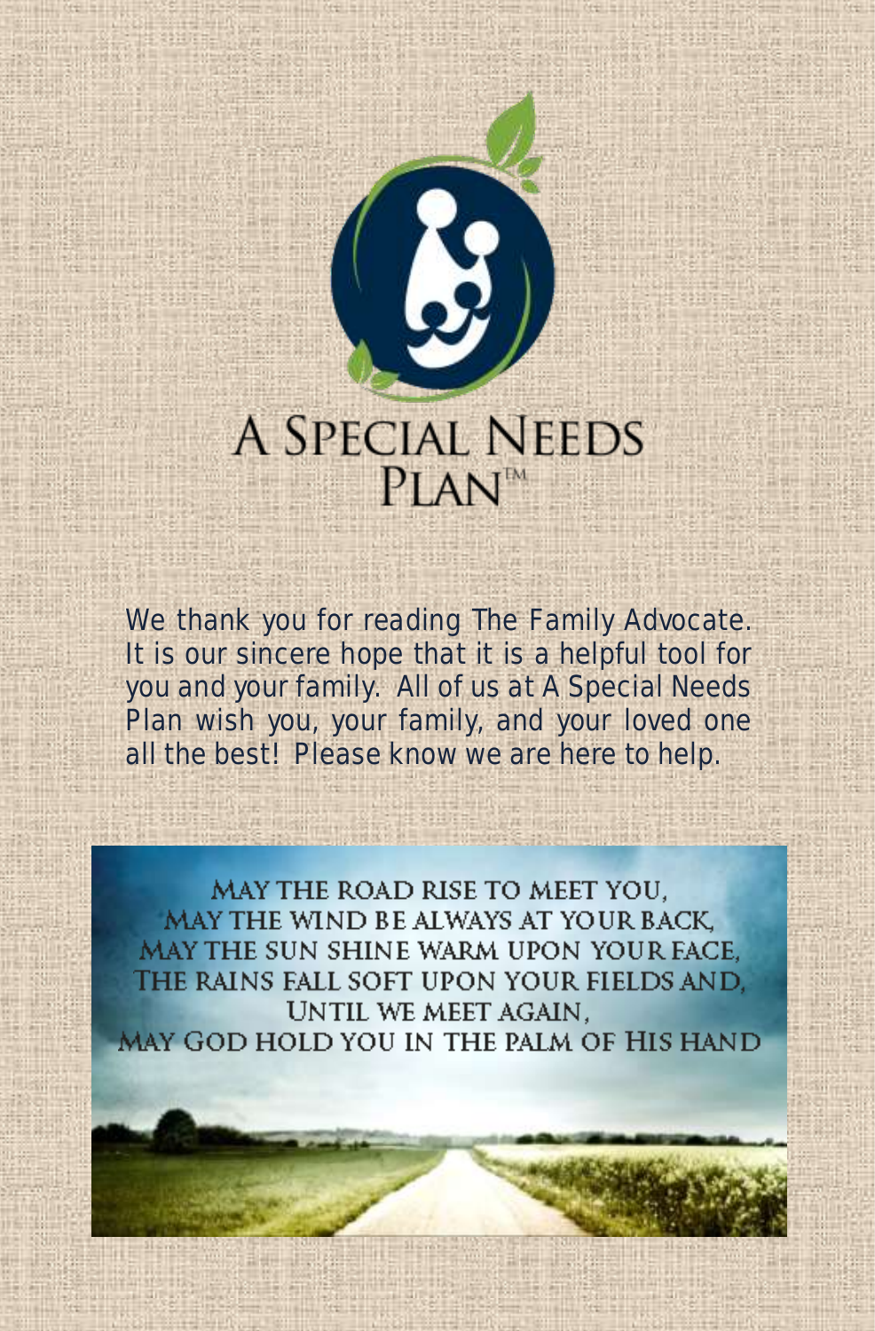# A Special Needs Plan™

*We thank you for reading The Family Advocate. It is our sincere hope that it is a helpful tool for you and your family. All of us at A Special Needs Plan wish you, your family, and your loved one all the best! Please know we are here to help.*

MAY THE ROAD RISE TO MEET YOU,
MAY THE WIND BE ALWAYS AT YOUR BACK,
MAY THE SUN SHINE WARM UPON YOUR FACE,
THE RAINS FALL SOFT UPON YOUR FIELDS AND,
UNTIL WE MEET AGAIN,
MAY GOD HOLD YOU IN THE PALM OF HIS HAND